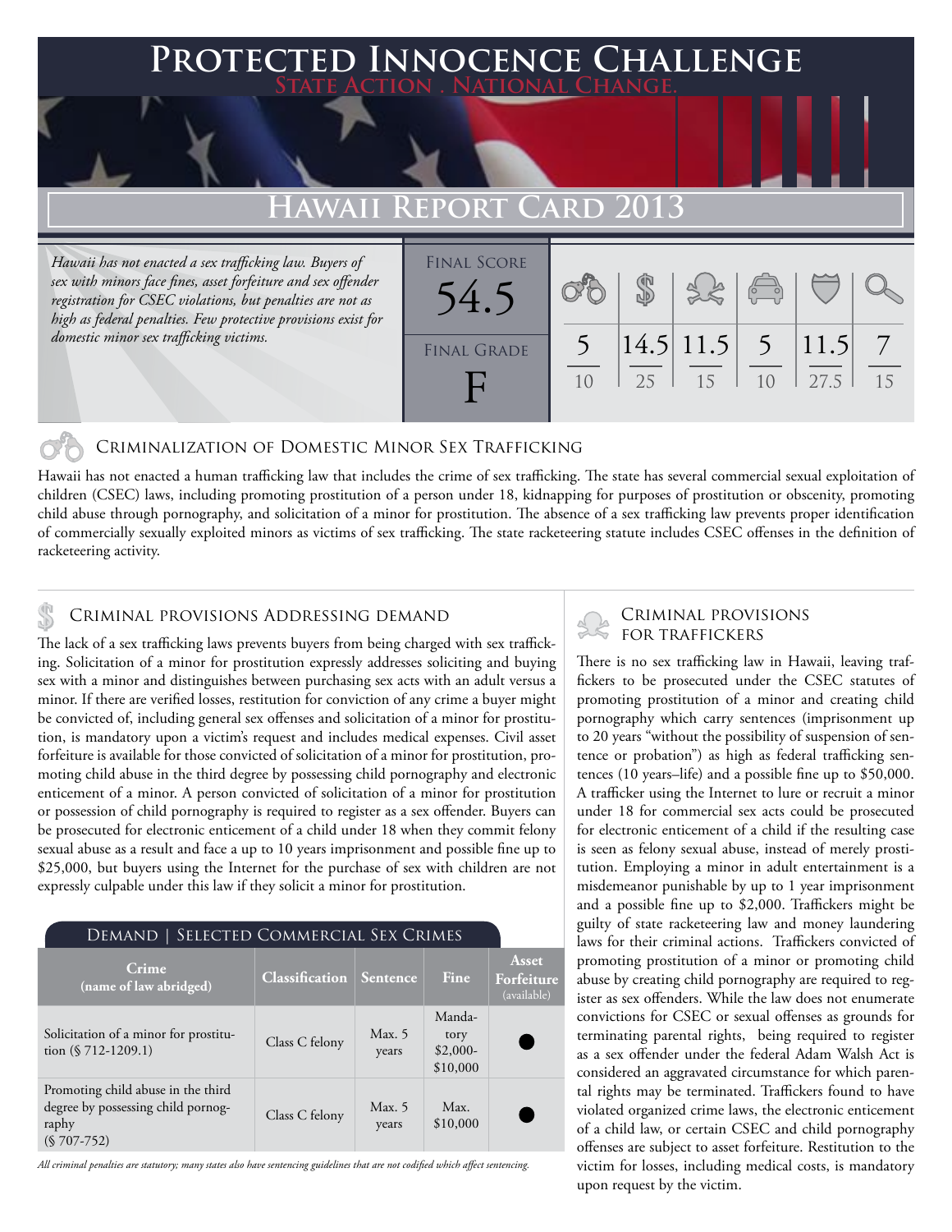# Protected Innocence Challenge

**State Action . National Change.**

## Hawaii Report Card 2013

*Hawaii has not enacted a sex trafficking law. Buyers of sex with minors face fines, asset forfeiture and sex offender registration for CSEC violations, but penalties are not as high as federal penalties. Few protective provisions exist for domestic minor sex trafficking victims.*

**Final Score:** 54.5

**Final Grade:** F

| Criminalization | Demand | Traffickers | Facilitators | Protective Provisions | Investigation |
|---|---|---|---|---|---|
| 5/10 | 14.5/25 | 11.5/15 | 5/10 | 11.5/27.5 | 7/15 |

### Criminalization of Domestic Minor Sex Trafficking

Hawaii has not enacted a human trafficking law that includes the crime of sex trafficking. The state has several commercial sexual exploitation of children (CSEC) laws, including promoting prostitution of a person under 18, kidnapping for purposes of prostitution or obscenity, promoting child abuse through pornography, and solicitation of a minor for prostitution. The absence of a sex trafficking law prevents proper identification of commercially sexually exploited minors as victims of sex trafficking. The state racketeering statute includes CSEC offenses in the definition of racketeering activity.

### Criminal provisions Addressing demand

The lack of a sex trafficking laws prevents buyers from being charged with sex trafficking. Solicitation of a minor for prostitution expressly addresses soliciting and buying sex with a minor and distinguishes between purchasing sex acts with an adult versus a minor. If there are verified losses, restitution for conviction of any crime a buyer might be convicted of, including general sex offenses and solicitation of a minor for prostitution, is mandatory upon a victim's request and includes medical expenses. Civil asset forfeiture is available for those convicted of solicitation of a minor for prostitution, promoting child abuse in the third degree by possessing child pornography and electronic enticement of a minor. A person convicted of solicitation of a minor for prostitution or possession of child pornography is required to register as a sex offender. Buyers can be prosecuted for electronic enticement of a child under 18 when they commit felony sexual abuse as a result and face a up to 10 years imprisonment and possible fine up to $25,000, but buyers using the Internet for the purchase of sex with children are not expressly culpable under this law if they solicit a minor for prostitution.

**Demand | Selected Commercial Sex Crimes**

| Crime (name of law abridged) | Classification | Sentence | Fine | Asset Forfeiture (available) |
|---|---|---|---|---|
| Solicitation of a minor for prostitution (§ 712-1209.1) | Class C felony | Max. 5 years | Mandatory $2,000-$10,000 | ● |
| Promoting child abuse in the third degree by possessing child pornography (§ 707-752) | Class C felony | Max. 5 years | Max. $10,000 | ● |

*All criminal penalties are statutory; many states also have sentencing guidelines that are not codified which affect sentencing.*

### Criminal provisions for traffickers

There is no sex trafficking law in Hawaii, leaving traffickers to be prosecuted under the CSEC statutes of promoting prostitution of a minor and creating child pornography which carry sentences (imprisonment up to 20 years "without the possibility of suspension of sentence or probation") as high as federal trafficking sentences (10 years–life) and a possible fine up to $50,000. A trafficker using the Internet to lure or recruit a minor under 18 for commercial sex acts could be prosecuted for electronic enticement of a child if the resulting case is seen as felony sexual abuse, instead of merely prostitution. Employing a minor in adult entertainment is a misdemeanor punishable by up to 1 year imprisonment and a possible fine up to $2,000. Traffickers might be guilty of state racketeering law and money laundering laws for their criminal actions. Traffickers convicted of promoting prostitution of a minor or promoting child abuse by creating child pornography are required to register as sex offenders. While the law does not enumerate convictions for CSEC or sexual offenses as grounds for terminating parental rights, being required to register as a sex offender under the federal Adam Walsh Act is considered an aggravated circumstance for which parental rights may be terminated. Traffickers found to have violated organized crime laws, the electronic enticement of a child law, or certain CSEC and child pornography offenses are subject to asset forfeiture. Restitution to the victim for losses, including medical costs, is mandatory upon request by the victim.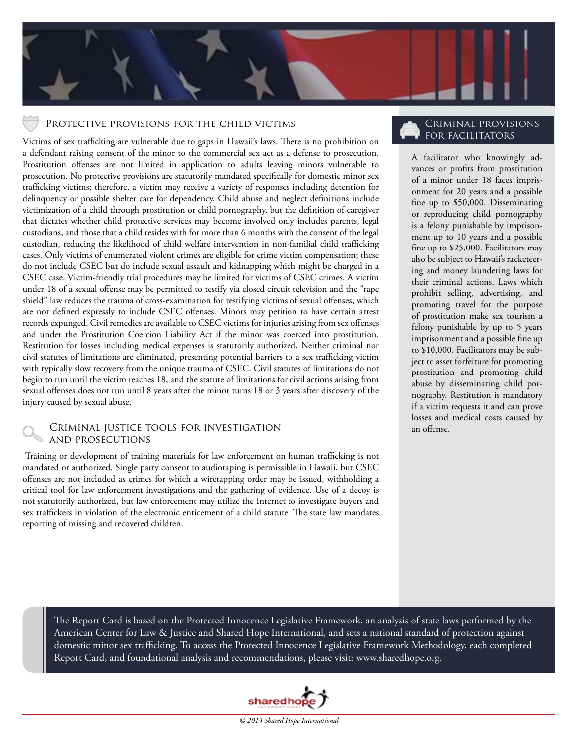## Protective provisions for the child victims

Victims of sex trafficking are vulnerable due to gaps in Hawaii's laws. There is no prohibition on a defendant raising consent of the minor to the commercial sex act as a defense to prosecution. Prostitution offenses are not limited in application to adults leaving minors vulnerable to prosecution. No protective provisions are statutorily mandated specifically for domestic minor sex trafficking victims; therefore, a victim may receive a variety of responses including detention for delinquency or possible shelter care for dependency. Child abuse and neglect definitions include victimization of a child through prostitution or child pornography, but the definition of caregiver that dictates whether child protective services may become involved only includes parents, legal custodians, and those that a child resides with for more than 6 months with the consent of the legal custodian, reducing the likelihood of child welfare intervention in non-familial child trafficking cases. Only victims of enumerated violent crimes are eligible for crime victim compensation; these do not include CSEC but do include sexual assault and kidnapping which might be charged in a CSEC case. Victim-friendly trial procedures may be limited for victims of CSEC crimes. A victim under 18 of a sexual offense may be permitted to testify via closed circuit television and the "rape shield" law reduces the trauma of cross-examination for testifying victims of sexual offenses, which are not defined expressly to include CSEC offenses. Minors may petition to have certain arrest records expunged. Civil remedies are available to CSEC victims for injuries arising from sex offenses and under the Prostitution Coercion Liability Act if the minor was coerced into prostitution. Restitution for losses including medical expenses is statutorily authorized. Neither criminal nor civil statutes of limitations are eliminated, presenting potential barriers to a sex trafficking victim with typically slow recovery from the unique trauma of CSEC. Civil statutes of limitations do not begin to run until the victim reaches 18, and the statute of limitations for civil actions arising from sexual offenses does not run until 8 years after the minor turns 18 or 3 years after discovery of the injury caused by sexual abuse.

## Criminal justice tools for investigation and prosecutions

Training or development of training materials for law enforcement on human trafficking is not mandated or authorized. Single party consent to audiotaping is permissible in Hawaii, but CSEC offenses are not included as crimes for which a wiretapping order may be issued, withholding a critical tool for law enforcement investigations and the gathering of evidence. Use of a decoy is not statutorily authorized, but law enforcement may utilize the Internet to investigate buyers and sex traffickers in violation of the electronic enticement of a child statute. The state law mandates reporting of missing and recovered children.

## Criminal provisions for facilitators

A facilitator who knowingly advances or profits from prostitution of a minor under 18 faces imprisonment for 20 years and a possible fine up to $50,000. Disseminating or reproducing child pornography is a felony punishable by imprisonment up to 10 years and a possible fine up to $25,000. Facilitators may also be subject to Hawaii's racketeering and money laundering laws for their criminal actions. Laws which prohibit selling, advertising, and promoting travel for the purpose of prostitution make sex tourism a felony punishable by up to 5 years imprisonment and a possible fine up to $10,000. Facilitators may be subject to asset forfeiture for promoting prostitution and promoting child abuse by disseminating child pornography. Restitution is mandatory if a victim requests it and can prove losses and medical costs caused by an offense.

The Report Card is based on the Protected Innocence Legislative Framework, an analysis of state laws performed by the American Center for Law & Justice and Shared Hope International, and sets a national standard of protection against domestic minor sex trafficking. To access the Protected Innocence Legislative Framework Methodology, each completed Report Card, and foundational analysis and recommendations, please visit: www.sharedhope.org.

*© 2013 Shared Hope International*